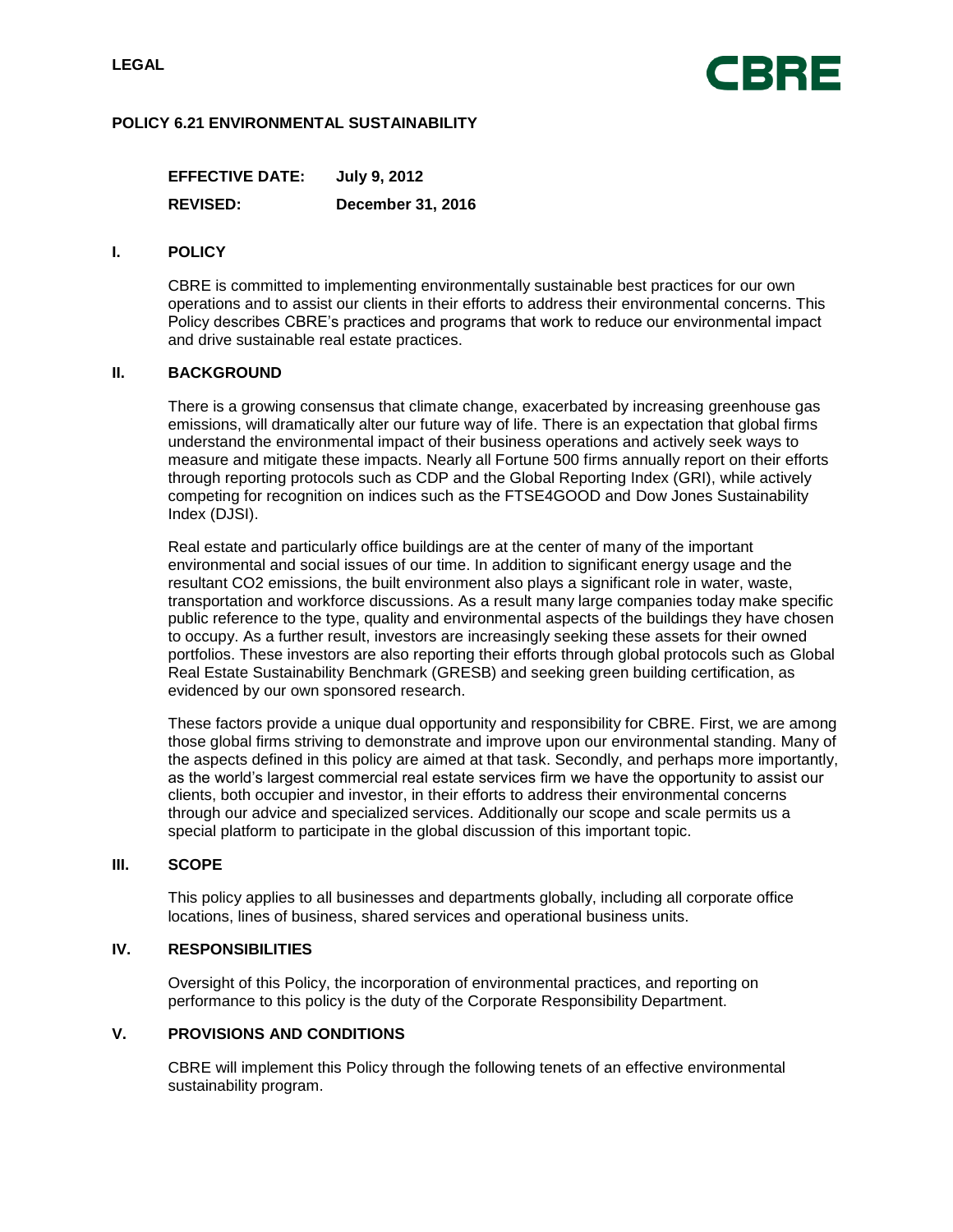**LEGAL**

**CBRE**

# POLICY 6.21 ENVIRONMENTAL SUSTAINABILITY

**EFFECTIVE DATE:** **July 9, 2012**

**REVISED:** **December 31, 2016**

## I. POLICY

CBRE is committed to implementing environmentally sustainable best practices for our own operations and to assist our clients in their efforts to address their environmental concerns. This Policy describes CBRE's practices and programs that work to reduce our environmental impact and drive sustainable real estate practices.

## II. BACKGROUND

There is a growing consensus that climate change, exacerbated by increasing greenhouse gas emissions, will dramatically alter our future way of life. There is an expectation that global firms understand the environmental impact of their business operations and actively seek ways to measure and mitigate these impacts. Nearly all Fortune 500 firms annually report on their efforts through reporting protocols such as CDP and the Global Reporting Index (GRI), while actively competing for recognition on indices such as the FTSE4GOOD and Dow Jones Sustainability Index (DJSI).

Real estate and particularly office buildings are at the center of many of the important environmental and social issues of our time. In addition to significant energy usage and the resultant $CO_2$ emissions, the built environment also plays a significant role in water, waste, transportation and workforce discussions. As a result many large companies today make specific public reference to the type, quality and environmental aspects of the buildings they have chosen to occupy. As a further result, investors are increasingly seeking these assets for their owned portfolios. These investors are also reporting their efforts through global protocols such as Global Real Estate Sustainability Benchmark (GRESB) and seeking green building certification, as evidenced by our own sponsored research.

These factors provide a unique dual opportunity and responsibility for CBRE. First, we are among those global firms striving to demonstrate and improve upon our environmental standing. Many of the aspects defined in this policy are aimed at that task. Secondly, and perhaps more importantly, as the world's largest commercial real estate services firm we have the opportunity to assist our clients, both occupier and investor, in their efforts to address their environmental concerns through our advice and specialized services. Additionally our scope and scale permits us a special platform to participate in the global discussion of this important topic.

## III. SCOPE

This policy applies to all businesses and departments globally, including all corporate office locations, lines of business, shared services and operational business units.

## IV. RESPONSIBILITIES

Oversight of this Policy, the incorporation of environmental practices, and reporting on performance to this policy is the duty of the Corporate Responsibility Department.

## V. PROVISIONS AND CONDITIONS

CBRE will implement this Policy through the following tenets of an effective environmental sustainability program.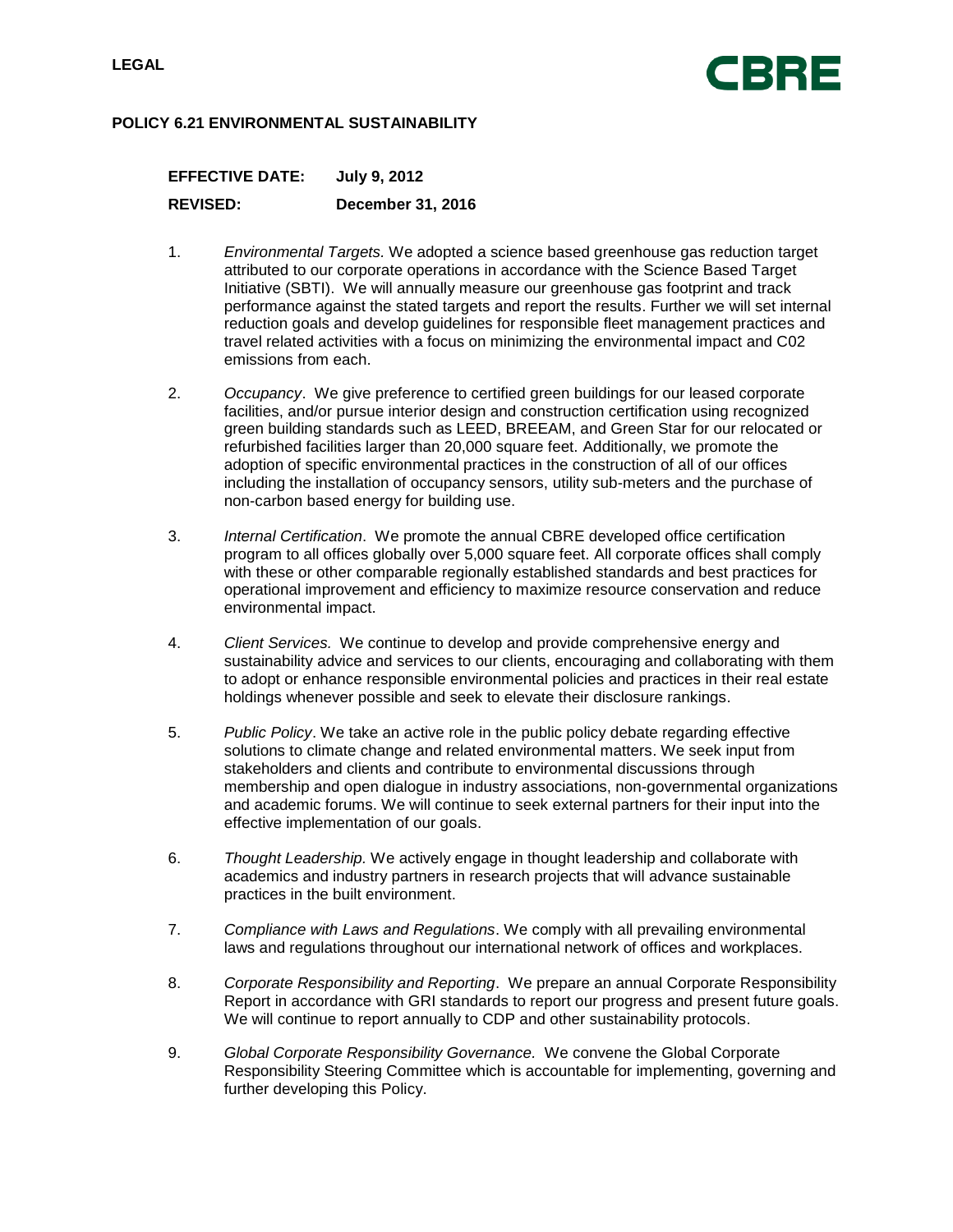**LEGAL**

CBRE

## POLICY 6.21 ENVIRONMENTAL SUSTAINABILITY

**EFFECTIVE DATE:** **July 9, 2012**

**REVISED:** **December 31, 2016**

1. *Environmental Targets.* We adopted a science based greenhouse gas reduction target attributed to our corporate operations in accordance with the Science Based Target Initiative (SBTI). We will annually measure our greenhouse gas footprint and track performance against the stated targets and report the results. Further we will set internal reduction goals and develop guidelines for responsible fleet management practices and travel related activities with a focus on minimizing the environmental impact and C02 emissions from each.

2. *Occupancy*. We give preference to certified green buildings for our leased corporate facilities, and/or pursue interior design and construction certification using recognized green building standards such as LEED, BREEAM, and Green Star for our relocated or refurbished facilities larger than 20,000 square feet. Additionally, we promote the adoption of specific environmental practices in the construction of all of our offices including the installation of occupancy sensors, utility sub-meters and the purchase of non-carbon based energy for building use.

3. *Internal Certification*. We promote the annual CBRE developed office certification program to all offices globally over 5,000 square feet. All corporate offices shall comply with these or other comparable regionally established standards and best practices for operational improvement and efficiency to maximize resource conservation and reduce environmental impact.

4. *Client Services.* We continue to develop and provide comprehensive energy and sustainability advice and services to our clients, encouraging and collaborating with them to adopt or enhance responsible environmental policies and practices in their real estate holdings whenever possible and seek to elevate their disclosure rankings.

5. *Public Policy*. We take an active role in the public policy debate regarding effective solutions to climate change and related environmental matters. We seek input from stakeholders and clients and contribute to environmental discussions through membership and open dialogue in industry associations, non-governmental organizations and academic forums. We will continue to seek external partners for their input into the effective implementation of our goals.

6. *Thought Leadership.* We actively engage in thought leadership and collaborate with academics and industry partners in research projects that will advance sustainable practices in the built environment.

7. *Compliance with Laws and Regulations*. We comply with all prevailing environmental laws and regulations throughout our international network of offices and workplaces.

8. *Corporate Responsibility and Reporting*. We prepare an annual Corporate Responsibility Report in accordance with GRI standards to report our progress and present future goals. We will continue to report annually to CDP and other sustainability protocols.

9. *Global Corporate Responsibility Governance.* We convene the Global Corporate Responsibility Steering Committee which is accountable for implementing, governing and further developing this Policy.